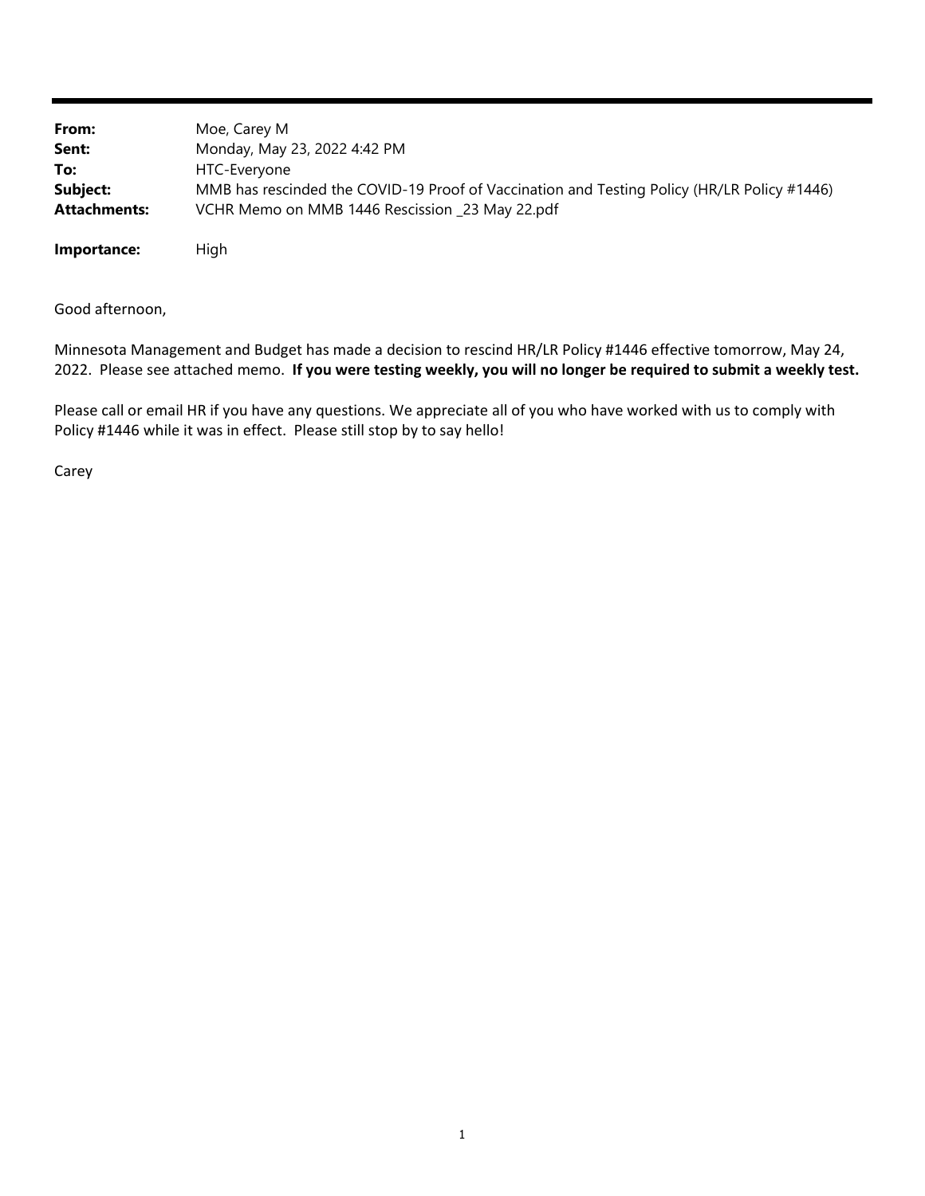| | |
|---|---|
| **From:** | Moe, Carey M |
| **Sent:** | Monday, May 23, 2022 4:42 PM |
| **To:** | HTC-Everyone |
| **Subject:** | MMB has rescinded the COVID-19 Proof of Vaccination and Testing Policy (HR/LR Policy #1446) |
| **Attachments:** | VCHR Memo on MMB 1446 Rescission _23 May 22.pdf |
| **Importance:** | High |

Good afternoon,

Minnesota Management and Budget has made a decision to rescind HR/LR Policy #1446 effective tomorrow, May 24, 2022. Please see attached memo. **If you were testing weekly, you will no longer be required to submit a weekly test.**

Please call or email HR if you have any questions. We appreciate all of you who have worked with us to comply with Policy #1446 while it was in effect. Please still stop by to say hello!

Carey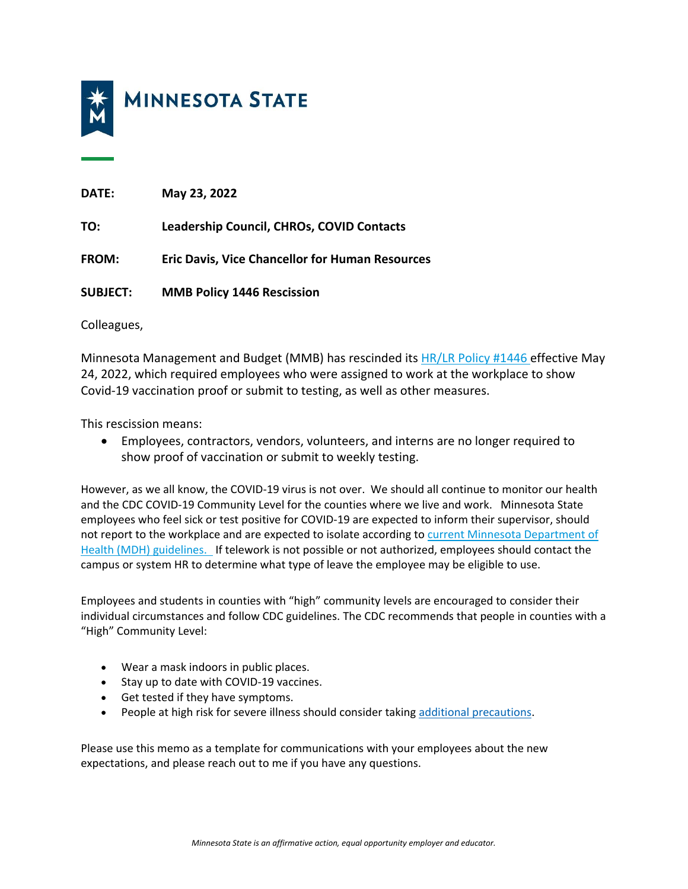**MINNESOTA STATE**

**DATE:** May 23, 2022

**TO:** Leadership Council, CHROs, COVID Contacts

**FROM:** Eric Davis, Vice Chancellor for Human Resources

**SUBJECT:** MMB Policy 1446 Rescission

Colleagues,

Minnesota Management and Budget (MMB) has rescinded its HR/LR Policy #1446 effective May 24, 2022, which required employees who were assigned to work at the workplace to show Covid-19 vaccination proof or submit to testing, as well as other measures.

This rescission means:

- Employees, contractors, vendors, volunteers, and interns are no longer required to show proof of vaccination or submit to weekly testing.

However, as we all know, the COVID-19 virus is not over. We should all continue to monitor our health and the CDC COVID-19 Community Level for the counties where we live and work. Minnesota State employees who feel sick or test positive for COVID-19 are expected to inform their supervisor, should not report to the workplace and are expected to isolate according to current Minnesota Department of Health (MDH) guidelines. If telework is not possible or not authorized, employees should contact the campus or system HR to determine what type of leave the employee may be eligible to use.

Employees and students in counties with "high" community levels are encouraged to consider their individual circumstances and follow CDC guidelines. The CDC recommends that people in counties with a "High" Community Level:

- Wear a mask indoors in public places.
- Stay up to date with COVID-19 vaccines.
- Get tested if they have symptoms.
- People at high risk for severe illness should consider taking additional precautions.

Please use this memo as a template for communications with your employees about the new expectations, and please reach out to me if you have any questions.

*Minnesota State is an affirmative action, equal opportunity employer and educator.*